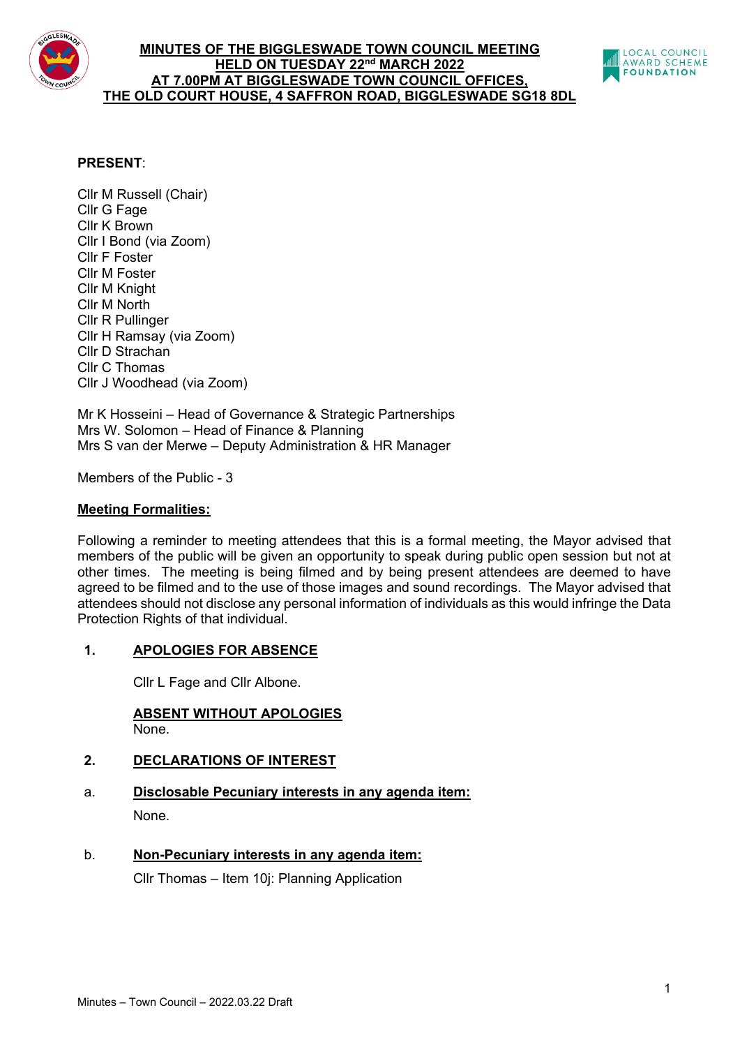# MINUTES OF THE BIGGLESWADE TOWN COUNCIL MEETING HELD ON TUESDAY 22nd MARCH 2022 AT 7.00PM AT BIGGLESWADE TOWN COUNCIL OFFICES, THE OLD COURT HOUSE, 4 SAFFRON ROAD, BIGGLESWADE SG18 8DL

**PRESENT**:

Cllr M Russell (Chair)
Cllr G Fage
Cllr K Brown
Cllr I Bond (via Zoom)
Cllr F Foster
Cllr M Foster
Cllr M Knight
Cllr M North
Cllr R Pullinger
Cllr H Ramsay (via Zoom)
Cllr D Strachan
Cllr C Thomas
Cllr J Woodhead (via Zoom)

Mr K Hosseini – Head of Governance & Strategic Partnerships
Mrs W. Solomon – Head of Finance & Planning
Mrs S van der Merwe – Deputy Administration & HR Manager

Members of the Public - 3

**Meeting Formalities:**

Following a reminder to meeting attendees that this is a formal meeting, the Mayor advised that members of the public will be given an opportunity to speak during public open session but not at other times. The meeting is being filmed and by being present attendees are deemed to have agreed to be filmed and to the use of those images and sound recordings. The Mayor advised that attendees should not disclose any personal information of individuals as this would infringe the Data Protection Rights of that individual.

## 1. APOLOGIES FOR ABSENCE

Cllr L Fage and Cllr Albone.

**ABSENT WITHOUT APOLOGIES**

None.

## 2. DECLARATIONS OF INTEREST

a. **Disclosable Pecuniary interests in any agenda item:**

None.

b. **Non-Pecuniary interests in any agenda item:**

Cllr Thomas – Item 10j: Planning Application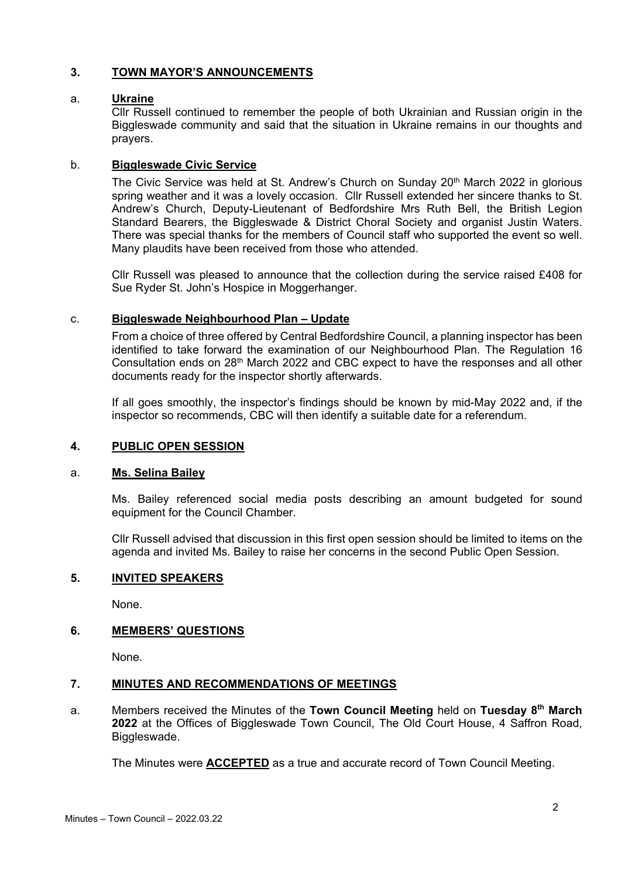## 3. TOWN MAYOR'S ANNOUNCEMENTS

### a. Ukraine

Cllr Russell continued to remember the people of both Ukrainian and Russian origin in the Biggleswade community and said that the situation in Ukraine remains in our thoughts and prayers.

### b. Biggleswade Civic Service

The Civic Service was held at St. Andrew's Church on Sunday 20th March 2022 in glorious spring weather and it was a lovely occasion. Cllr Russell extended her sincere thanks to St. Andrew's Church, Deputy-Lieutenant of Bedfordshire Mrs Ruth Bell, the British Legion Standard Bearers, the Biggleswade & District Choral Society and organist Justin Waters. There was special thanks for the members of Council staff who supported the event so well. Many plaudits have been received from those who attended.

Cllr Russell was pleased to announce that the collection during the service raised £408 for Sue Ryder St. John's Hospice in Moggerhanger.

### c. Biggleswade Neighbourhood Plan – Update

From a choice of three offered by Central Bedfordshire Council, a planning inspector has been identified to take forward the examination of our Neighbourhood Plan. The Regulation 16 Consultation ends on 28th March 2022 and CBC expect to have the responses and all other documents ready for the inspector shortly afterwards.

If all goes smoothly, the inspector's findings should be known by mid-May 2022 and, if the inspector so recommends, CBC will then identify a suitable date for a referendum.

## 4. PUBLIC OPEN SESSION

### a. Ms. Selina Bailey

Ms. Bailey referenced social media posts describing an amount budgeted for sound equipment for the Council Chamber.

Cllr Russell advised that discussion in this first open session should be limited to items on the agenda and invited Ms. Bailey to raise her concerns in the second Public Open Session.

## 5. INVITED SPEAKERS

None.

## 6. MEMBERS' QUESTIONS

None.

## 7. MINUTES AND RECOMMENDATIONS OF MEETINGS

a. Members received the Minutes of the **Town Council Meeting** held on **Tuesday 8th March 2022** at the Offices of Biggleswade Town Council, The Old Court House, 4 Saffron Road, Biggleswade.

The Minutes were **ACCEPTED** as a true and accurate record of Town Council Meeting.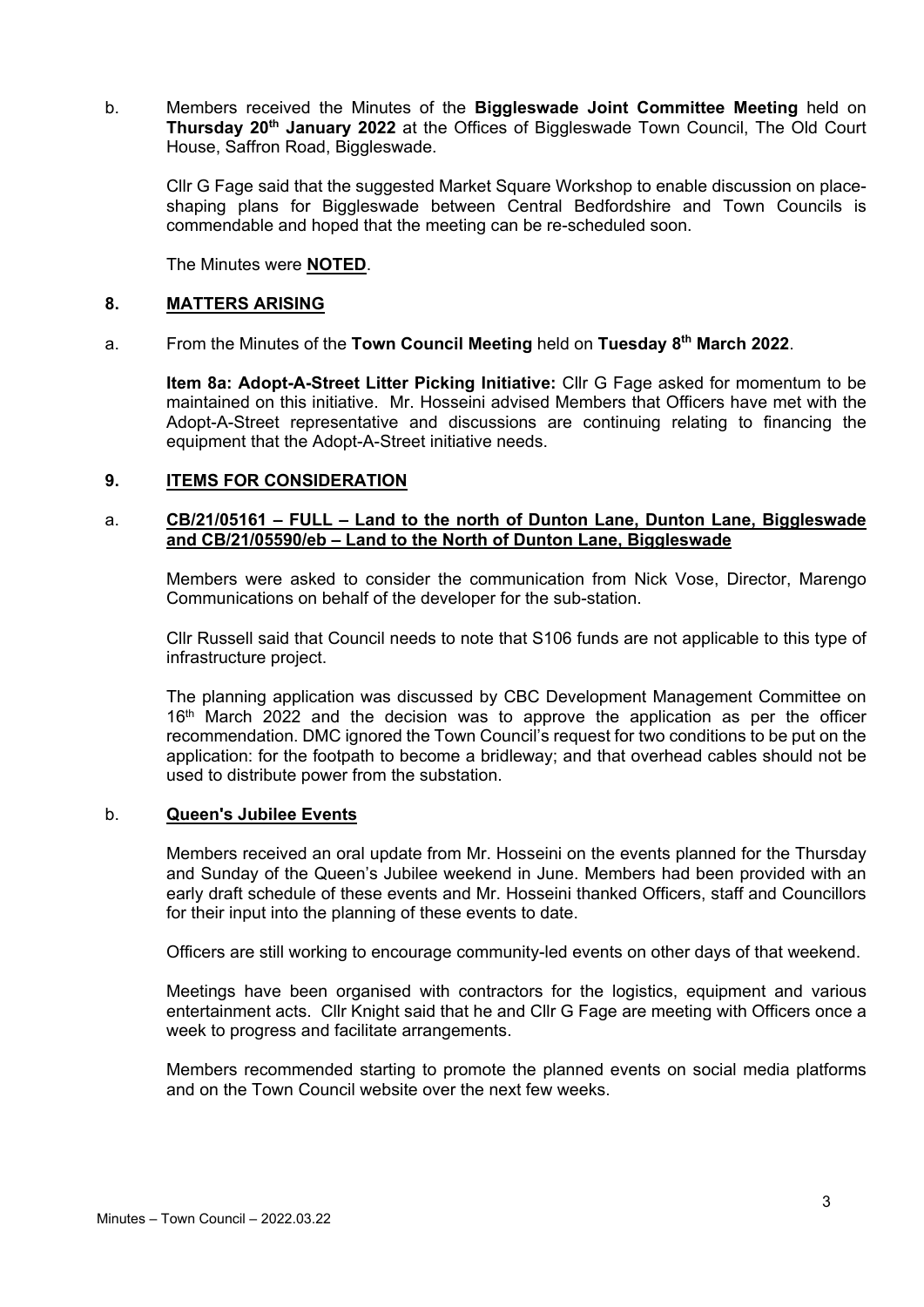b. Members received the Minutes of the **Biggleswade Joint Committee Meeting** held on **Thursday 20th January 2022** at the Offices of Biggleswade Town Council, The Old Court House, Saffron Road, Biggleswade.

Cllr G Fage said that the suggested Market Square Workshop to enable discussion on place-shaping plans for Biggleswade between Central Bedfordshire and Town Councils is commendable and hoped that the meeting can be re-scheduled soon.

The Minutes were **NOTED**.

## 8. MATTERS ARISING

a. From the Minutes of the **Town Council Meeting** held on **Tuesday 8th March 2022**.

**Item 8a: Adopt-A-Street Litter Picking Initiative:** Cllr G Fage asked for momentum to be maintained on this initiative. Mr. Hosseini advised Members that Officers have met with the Adopt-A-Street representative and discussions are continuing relating to financing the equipment that the Adopt-A-Street initiative needs.

## 9. ITEMS FOR CONSIDERATION

a. **CB/21/05161 – FULL – Land to the north of Dunton Lane, Dunton Lane, Biggleswade and CB/21/05590/eb – Land to the North of Dunton Lane, Biggleswade**

Members were asked to consider the communication from Nick Vose, Director, Marengo Communications on behalf of the developer for the sub-station.

Cllr Russell said that Council needs to note that S106 funds are not applicable to this type of infrastructure project.

The planning application was discussed by CBC Development Management Committee on 16th March 2022 and the decision was to approve the application as per the officer recommendation. DMC ignored the Town Council's request for two conditions to be put on the application: for the footpath to become a bridleway; and that overhead cables should not be used to distribute power from the substation.

b. **Queen's Jubilee Events**

Members received an oral update from Mr. Hosseini on the events planned for the Thursday and Sunday of the Queen's Jubilee weekend in June. Members had been provided with an early draft schedule of these events and Mr. Hosseini thanked Officers, staff and Councillors for their input into the planning of these events to date.

Officers are still working to encourage community-led events on other days of that weekend.

Meetings have been organised with contractors for the logistics, equipment and various entertainment acts. Cllr Knight said that he and Cllr G Fage are meeting with Officers once a week to progress and facilitate arrangements.

Members recommended starting to promote the planned events on social media platforms and on the Town Council website over the next few weeks.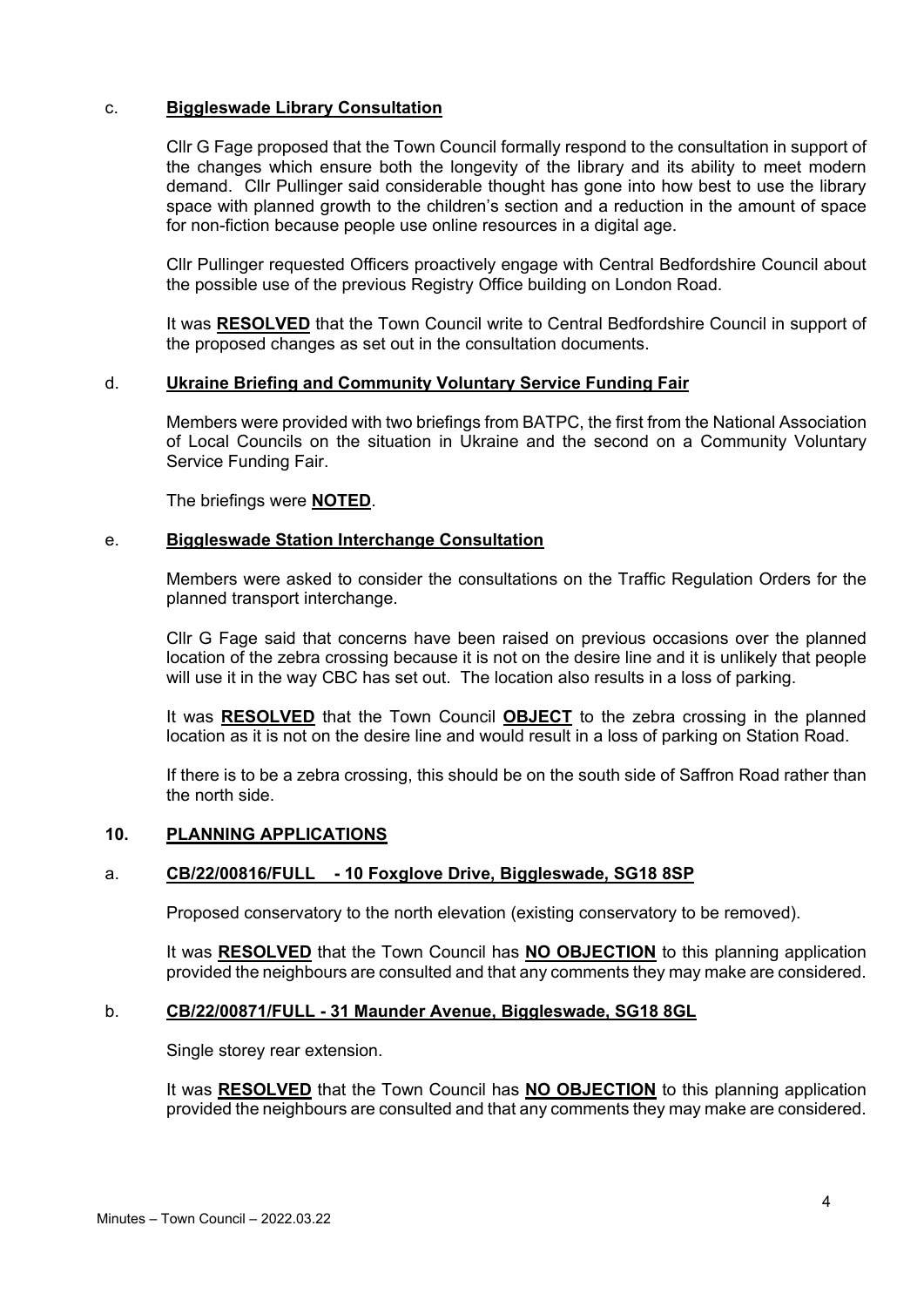c. **<u>Biggleswade Library Consultation</u>**

Cllr G Fage proposed that the Town Council formally respond to the consultation in support of the changes which ensure both the longevity of the library and its ability to meet modern demand. Cllr Pullinger said considerable thought has gone into how best to use the library space with planned growth to the children's section and a reduction in the amount of space for non-fiction because people use online resources in a digital age.

Cllr Pullinger requested Officers proactively engage with Central Bedfordshire Council about the possible use of the previous Registry Office building on London Road.

It was **<u>RESOLVED</u>** that the Town Council write to Central Bedfordshire Council in support of the proposed changes as set out in the consultation documents.

d. **<u>Ukraine Briefing and Community Voluntary Service Funding Fair</u>**

Members were provided with two briefings from BATPC, the first from the National Association of Local Councils on the situation in Ukraine and the second on a Community Voluntary Service Funding Fair.

The briefings were **<u>NOTED</u>**.

e. **<u>Biggleswade Station Interchange Consultation</u>**

Members were asked to consider the consultations on the Traffic Regulation Orders for the planned transport interchange.

Cllr G Fage said that concerns have been raised on previous occasions over the planned location of the zebra crossing because it is not on the desire line and it is unlikely that people will use it in the way CBC has set out. The location also results in a loss of parking.

It was **<u>RESOLVED</u>** that the Town Council **<u>OBJECT</u>** to the zebra crossing in the planned location as it is not on the desire line and would result in a loss of parking on Station Road.

If there is to be a zebra crossing, this should be on the south side of Saffron Road rather than the north side.

## 10. <u>PLANNING APPLICATIONS</u>

a. **<u>CB/22/00816/FULL - 10 Foxglove Drive, Biggleswade, SG18 8SP</u>**

Proposed conservatory to the north elevation (existing conservatory to be removed).

It was **<u>RESOLVED</u>** that the Town Council has **<u>NO OBJECTION</u>** to this planning application provided the neighbours are consulted and that any comments they may make are considered.

b. **<u>CB/22/00871/FULL - 31 Maunder Avenue, Biggleswade, SG18 8GL</u>**

Single storey rear extension.

It was **<u>RESOLVED</u>** that the Town Council has **<u>NO OBJECTION</u>** to this planning application provided the neighbours are consulted and that any comments they may make are considered.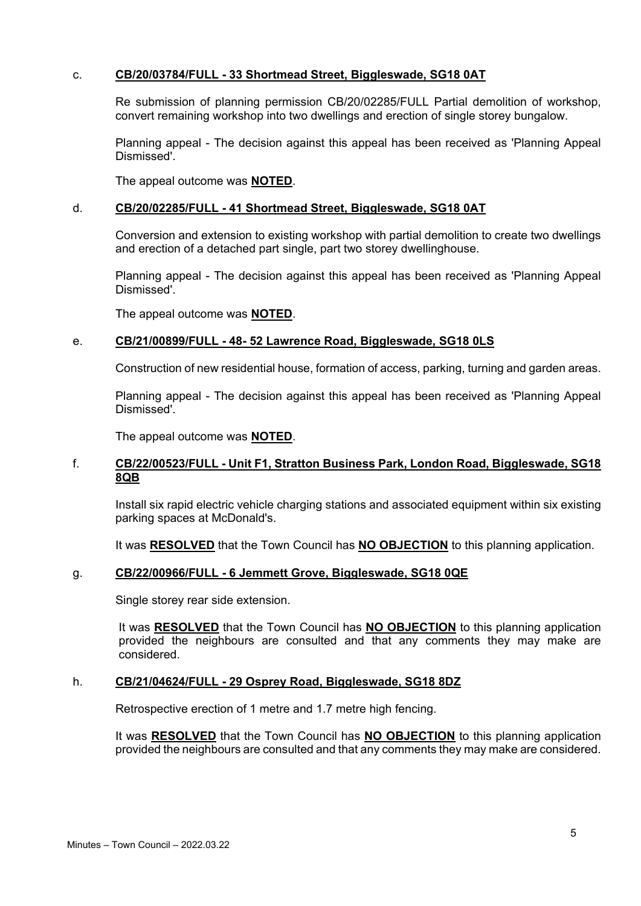c. **CB/20/03784/FULL - 33 Shortmead Street, Biggleswade, SG18 0AT**

Re submission of planning permission CB/20/02285/FULL Partial demolition of workshop, convert remaining workshop into two dwellings and erection of single storey bungalow.

Planning appeal - The decision against this appeal has been received as 'Planning Appeal Dismissed'.

The appeal outcome was **NOTED**.

d. **CB/20/02285/FULL - 41 Shortmead Street, Biggleswade, SG18 0AT**

Conversion and extension to existing workshop with partial demolition to create two dwellings and erection of a detached part single, part two storey dwellinghouse.

Planning appeal - The decision against this appeal has been received as 'Planning Appeal Dismissed'.

The appeal outcome was **NOTED**.

e. **CB/21/00899/FULL - 48- 52 Lawrence Road, Biggleswade, SG18 0LS**

Construction of new residential house, formation of access, parking, turning and garden areas.

Planning appeal - The decision against this appeal has been received as 'Planning Appeal Dismissed'.

The appeal outcome was **NOTED**.

f. **CB/22/00523/FULL - Unit F1, Stratton Business Park, London Road, Biggleswade, SG18 8QB**

Install six rapid electric vehicle charging stations and associated equipment within six existing parking spaces at McDonald's.

It was **RESOLVED** that the Town Council has **NO OBJECTION** to this planning application.

g. **CB/22/00966/FULL - 6 Jemmett Grove, Biggleswade, SG18 0QE**

Single storey rear side extension.

It was **RESOLVED** that the Town Council has **NO OBJECTION** to this planning application provided the neighbours are consulted and that any comments they may make are considered.

h. **CB/21/04624/FULL - 29 Osprey Road, Biggleswade, SG18 8DZ**

Retrospective erection of 1 metre and 1.7 metre high fencing.

It was **RESOLVED** that the Town Council has **NO OBJECTION** to this planning application provided the neighbours are consulted and that any comments they may make are considered.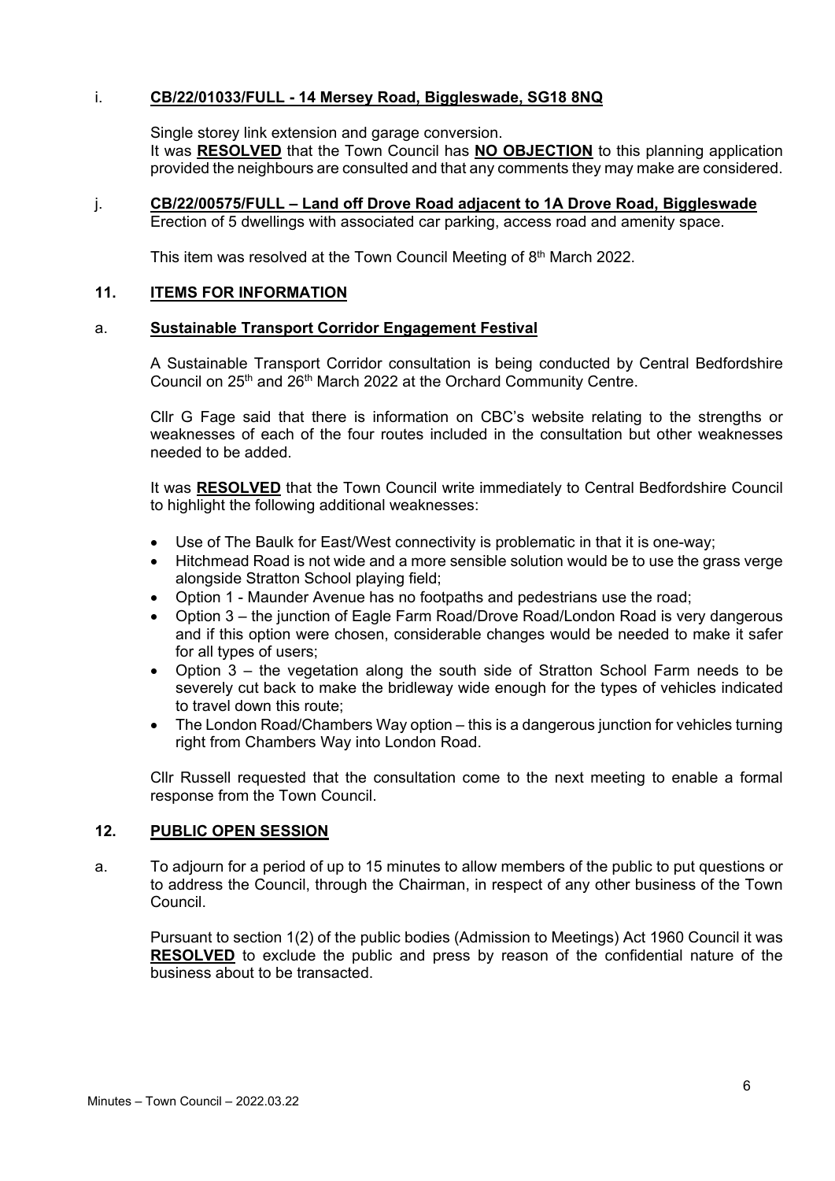i. **CB/22/01033/FULL - 14 Mersey Road, Biggleswade, SG18 8NQ**

Single storey link extension and garage conversion.
It was **RESOLVED** that the Town Council has **NO OBJECTION** to this planning application provided the neighbours are consulted and that any comments they may make are considered.

j. **CB/22/00575/FULL – Land off Drove Road adjacent to 1A Drove Road, Biggleswade**
Erection of 5 dwellings with associated car parking, access road and amenity space.

This item was resolved at the Town Council Meeting of 8th March 2022.

## 11. ITEMS FOR INFORMATION

a. **Sustainable Transport Corridor Engagement Festival**

A Sustainable Transport Corridor consultation is being conducted by Central Bedfordshire Council on 25th and 26th March 2022 at the Orchard Community Centre.

Cllr G Fage said that there is information on CBC's website relating to the strengths or weaknesses of each of the four routes included in the consultation but other weaknesses needed to be added.

It was **RESOLVED** that the Town Council write immediately to Central Bedfordshire Council to highlight the following additional weaknesses:

- Use of The Baulk for East/West connectivity is problematic in that it is one-way;
- Hitchmead Road is not wide and a more sensible solution would be to use the grass verge alongside Stratton School playing field;
- Option 1 - Maunder Avenue has no footpaths and pedestrians use the road;
- Option 3 – the junction of Eagle Farm Road/Drove Road/London Road is very dangerous and if this option were chosen, considerable changes would be needed to make it safer for all types of users;
- Option 3 – the vegetation along the south side of Stratton School Farm needs to be severely cut back to make the bridleway wide enough for the types of vehicles indicated to travel down this route;
- The London Road/Chambers Way option – this is a dangerous junction for vehicles turning right from Chambers Way into London Road.

Cllr Russell requested that the consultation come to the next meeting to enable a formal response from the Town Council.

## 12. PUBLIC OPEN SESSION

a. To adjourn for a period of up to 15 minutes to allow members of the public to put questions or to address the Council, through the Chairman, in respect of any other business of the Town Council.

Pursuant to section 1(2) of the public bodies (Admission to Meetings) Act 1960 Council it was **RESOLVED** to exclude the public and press by reason of the confidential nature of the business about to be transacted.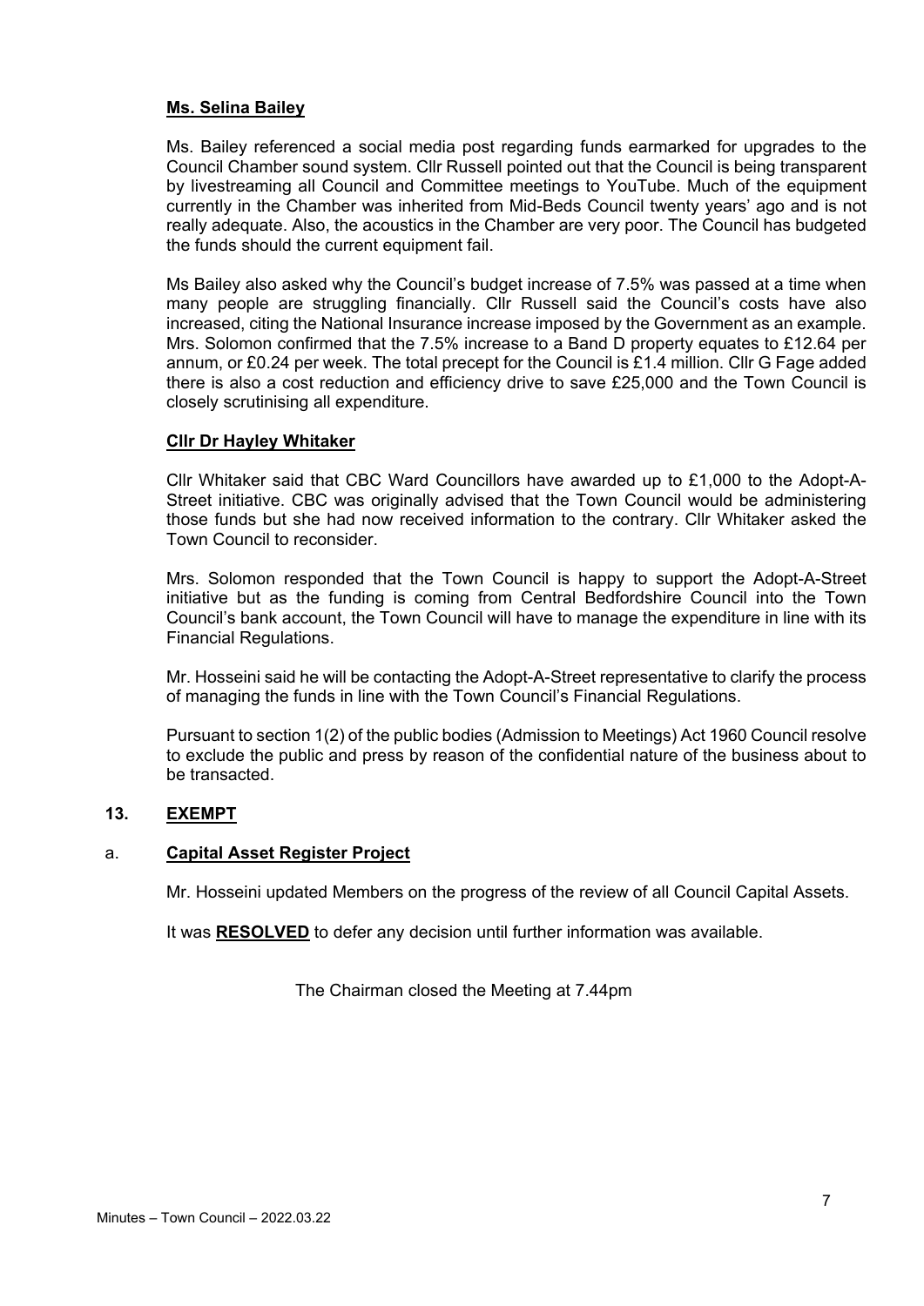**Ms. Selina Bailey**

Ms. Bailey referenced a social media post regarding funds earmarked for upgrades to the Council Chamber sound system. Cllr Russell pointed out that the Council is being transparent by livestreaming all Council and Committee meetings to YouTube. Much of the equipment currently in the Chamber was inherited from Mid-Beds Council twenty years' ago and is not really adequate. Also, the acoustics in the Chamber are very poor. The Council has budgeted the funds should the current equipment fail.

Ms Bailey also asked why the Council's budget increase of 7.5% was passed at a time when many people are struggling financially. Cllr Russell said the Council's costs have also increased, citing the National Insurance increase imposed by the Government as an example. Mrs. Solomon confirmed that the 7.5% increase to a Band D property equates to £12.64 per annum, or £0.24 per week. The total precept for the Council is £1.4 million. Cllr G Fage added there is also a cost reduction and efficiency drive to save £25,000 and the Town Council is closely scrutinising all expenditure.

**Cllr Dr Hayley Whitaker**

Cllr Whitaker said that CBC Ward Councillors have awarded up to £1,000 to the Adopt-A-Street initiative. CBC was originally advised that the Town Council would be administering those funds but she had now received information to the contrary. Cllr Whitaker asked the Town Council to reconsider.

Mrs. Solomon responded that the Town Council is happy to support the Adopt-A-Street initiative but as the funding is coming from Central Bedfordshire Council into the Town Council's bank account, the Town Council will have to manage the expenditure in line with its Financial Regulations.

Mr. Hosseini said he will be contacting the Adopt-A-Street representative to clarify the process of managing the funds in line with the Town Council's Financial Regulations.

Pursuant to section 1(2) of the public bodies (Admission to Meetings) Act 1960 Council resolve to exclude the public and press by reason of the confidential nature of the business about to be transacted.

## 13. EXEMPT

### a. Capital Asset Register Project

Mr. Hosseini updated Members on the progress of the review of all Council Capital Assets.

It was **RESOLVED** to defer any decision until further information was available.

The Chairman closed the Meeting at 7.44pm